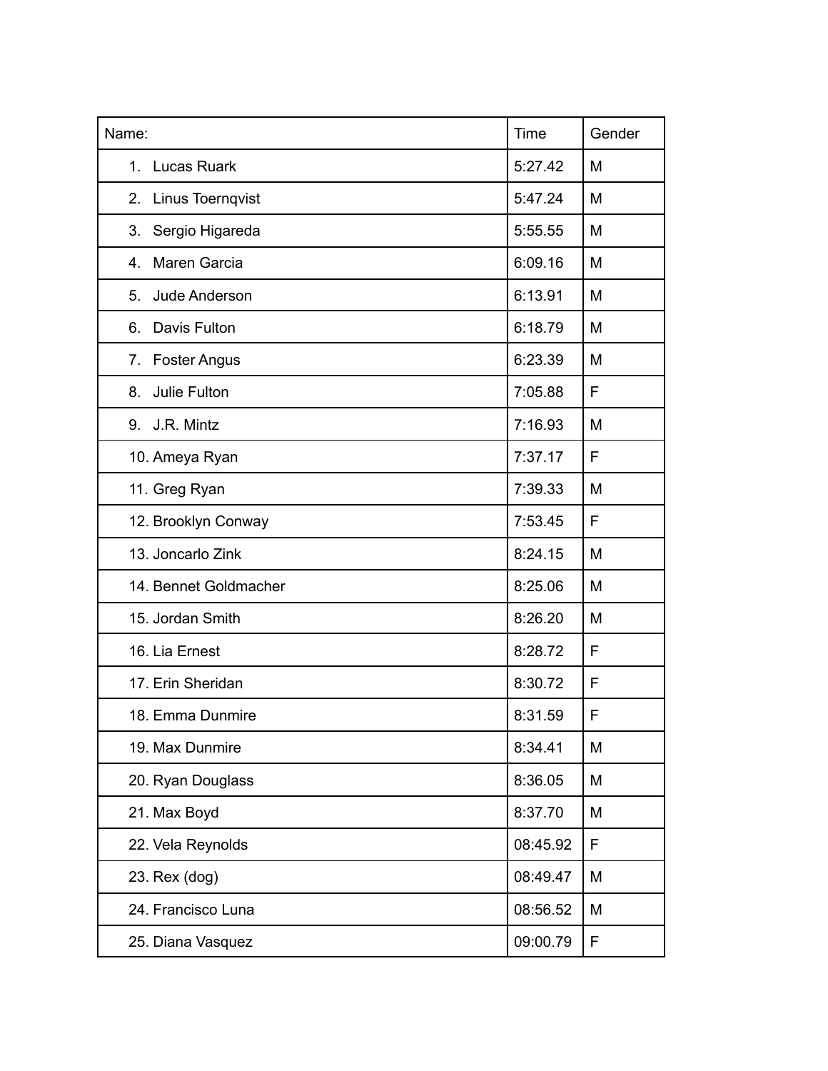| Name: | Time | Gender |
|---|---|---|
| 1. Lucas Ruark | 5:27.42 | M |
| 2. Linus Toernqvist | 5:47.24 | M |
| 3. Sergio Higareda | 5:55.55 | M |
| 4. Maren Garcia | 6:09.16 | M |
| 5. Jude Anderson | 6:13.91 | M |
| 6. Davis Fulton | 6:18.79 | M |
| 7. Foster Angus | 6:23.39 | M |
| 8. Julie Fulton | 7:05.88 | F |
| 9. J.R. Mintz | 7:16.93 | M |
| 10. Ameya Ryan | 7:37.17 | F |
| 11. Greg Ryan | 7:39.33 | M |
| 12. Brooklyn Conway | 7:53.45 | F |
| 13. Joncarlo Zink | 8:24.15 | M |
| 14. Bennet Goldmacher | 8:25.06 | M |
| 15. Jordan Smith | 8:26.20 | M |
| 16. Lia Ernest | 8:28.72 | F |
| 17. Erin Sheridan | 8:30.72 | F |
| 18. Emma Dunmire | 8:31.59 | F |
| 19. Max Dunmire | 8:34.41 | M |
| 20. Ryan Douglass | 8:36.05 | M |
| 21. Max Boyd | 8:37.70 | M |
| 22. Vela Reynolds | 08:45.92 | F |
| 23. Rex (dog) | 08:49.47 | M |
| 24. Francisco Luna | 08:56.52 | M |
| 25. Diana Vasquez | 09:00.79 | F |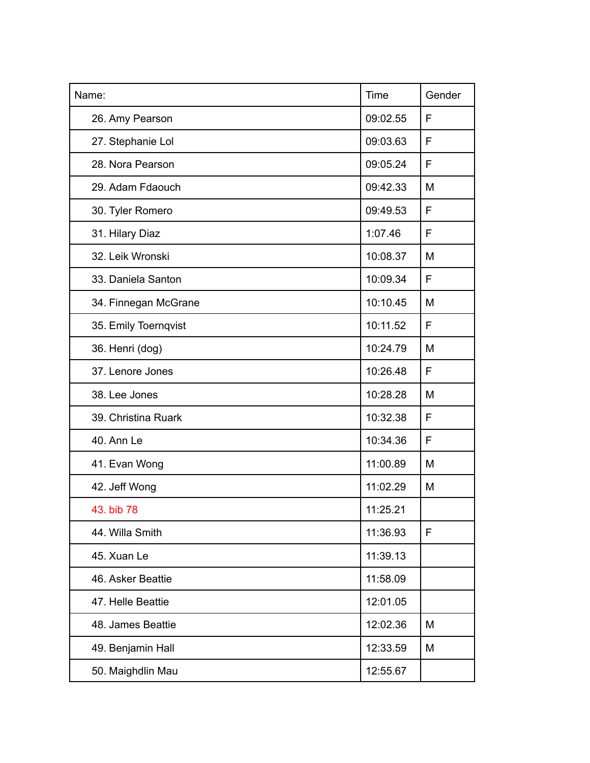| Name: | Time | Gender |
| --- | --- | --- |
| 26. Amy Pearson | 09:02.55 | F |
| 27. Stephanie Lol | 09:03.63 | F |
| 28. Nora Pearson | 09:05.24 | F |
| 29. Adam Fdaouch | 09:42.33 | M |
| 30. Tyler Romero | 09:49.53 | F |
| 31. Hilary Diaz | 1:07.46 | F |
| 32. Leik Wronski | 10:08.37 | M |
| 33. Daniela Santon | 10:09.34 | F |
| 34. Finnegan McGrane | 10:10.45 | M |
| 35. Emily Toernqvist | 10:11.52 | F |
| 36. Henri (dog) | 10:24.79 | M |
| 37. Lenore Jones | 10:26.48 | F |
| 38. Lee Jones | 10:28.28 | M |
| 39. Christina Ruark | 10:32.38 | F |
| 40. Ann Le | 10:34.36 | F |
| 41. Evan Wong | 11:00.89 | M |
| 42. Jeff Wong | 11:02.29 | M |
| 43. bib 78 | 11:25.21 | |
| 44. Willa Smith | 11:36.93 | F |
| 45. Xuan Le | 11:39.13 | |
| 46. Asker Beattie | 11:58.09 | |
| 47. Helle Beattie | 12:01.05 | |
| 48. James Beattie | 12:02.36 | M |
| 49. Benjamin Hall | 12:33.59 | M |
| 50. Maighdlin Mau | 12:55.67 | |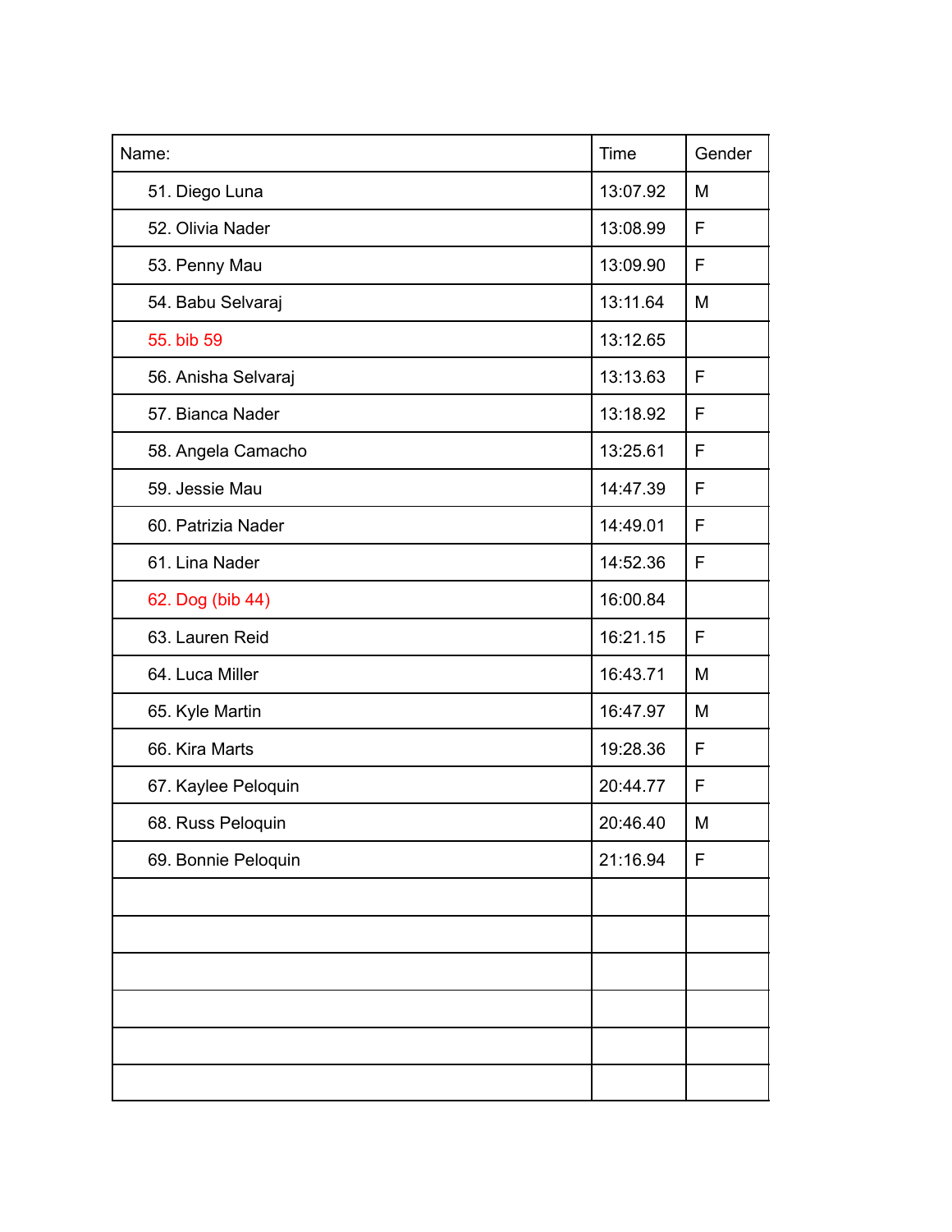| Name: | Time | Gender |
|---|---|---|
| 51. Diego Luna | 13:07.92 | M |
| 52. Olivia Nader | 13:08.99 | F |
| 53. Penny Mau | 13:09.90 | F |
| 54. Babu Selvaraj | 13:11.64 | M |
| 55. bib 59 | 13:12.65 | |
| 56. Anisha Selvaraj | 13:13.63 | F |
| 57. Bianca Nader | 13:18.92 | F |
| 58. Angela Camacho | 13:25.61 | F |
| 59. Jessie Mau | 14:47.39 | F |
| 60. Patrizia Nader | 14:49.01 | F |
| 61. Lina Nader | 14:52.36 | F |
| 62. Dog (bib 44) | 16:00.84 | |
| 63. Lauren Reid | 16:21.15 | F |
| 64. Luca Miller | 16:43.71 | M |
| 65. Kyle Martin | 16:47.97 | M |
| 66. Kira Marts | 19:28.36 | F |
| 67. Kaylee Peloquin | 20:44.77 | F |
| 68. Russ Peloquin | 20:46.40 | M |
| 69. Bonnie Peloquin | 21:16.94 | F |
| | | |
| | | |
| | | |
| | | |
| | | |
| | | |